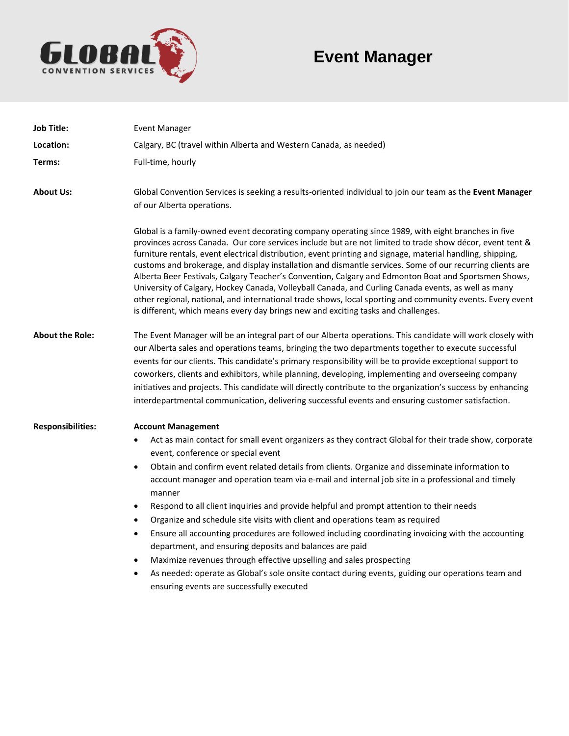GLOBAL CONVENTION SERVICES

# Event Manager

**Job Title:** Event Manager

**Location:** Calgary, BC (travel within Alberta and Western Canada, as needed)

**Terms:** Full-time, hourly

## About Us:

Global Convention Services is seeking a results-oriented individual to join our team as the **Event Manager** of our Alberta operations.

Global is a family-owned event decorating company operating since 1989, with eight branches in five provinces across Canada. Our core services include but are not limited to trade show décor, event tent & furniture rentals, event electrical distribution, event printing and signage, material handling, shipping, customs and brokerage, and display installation and dismantle services. Some of our recurring clients are Alberta Beer Festivals, Calgary Teacher's Convention, Calgary and Edmonton Boat and Sportsmen Shows, University of Calgary, Hockey Canada, Volleyball Canada, and Curling Canada events, as well as many other regional, national, and international trade shows, local sporting and community events. Every event is different, which means every day brings new and exciting tasks and challenges.

## About the Role:

The Event Manager will be an integral part of our Alberta operations. This candidate will work closely with our Alberta sales and operations teams, bringing the two departments together to execute successful events for our clients. This candidate's primary responsibility will be to provide exceptional support to coworkers, clients and exhibitors, while planning, developing, implementing and overseeing company initiatives and projects. This candidate will directly contribute to the organization's success by enhancing interdepartmental communication, delivering successful events and ensuring customer satisfaction.

## Responsibilities:

**Account Management**

- Act as main contact for small event organizers as they contract Global for their trade show, corporate event, conference or special event
- Obtain and confirm event related details from clients. Organize and disseminate information to account manager and operation team via e-mail and internal job site in a professional and timely manner
- Respond to all client inquiries and provide helpful and prompt attention to their needs
- Organize and schedule site visits with client and operations team as required
- Ensure all accounting procedures are followed including coordinating invoicing with the accounting department, and ensuring deposits and balances are paid
- Maximize revenues through effective upselling and sales prospecting
- As needed: operate as Global's sole onsite contact during events, guiding our operations team and ensuring events are successfully executed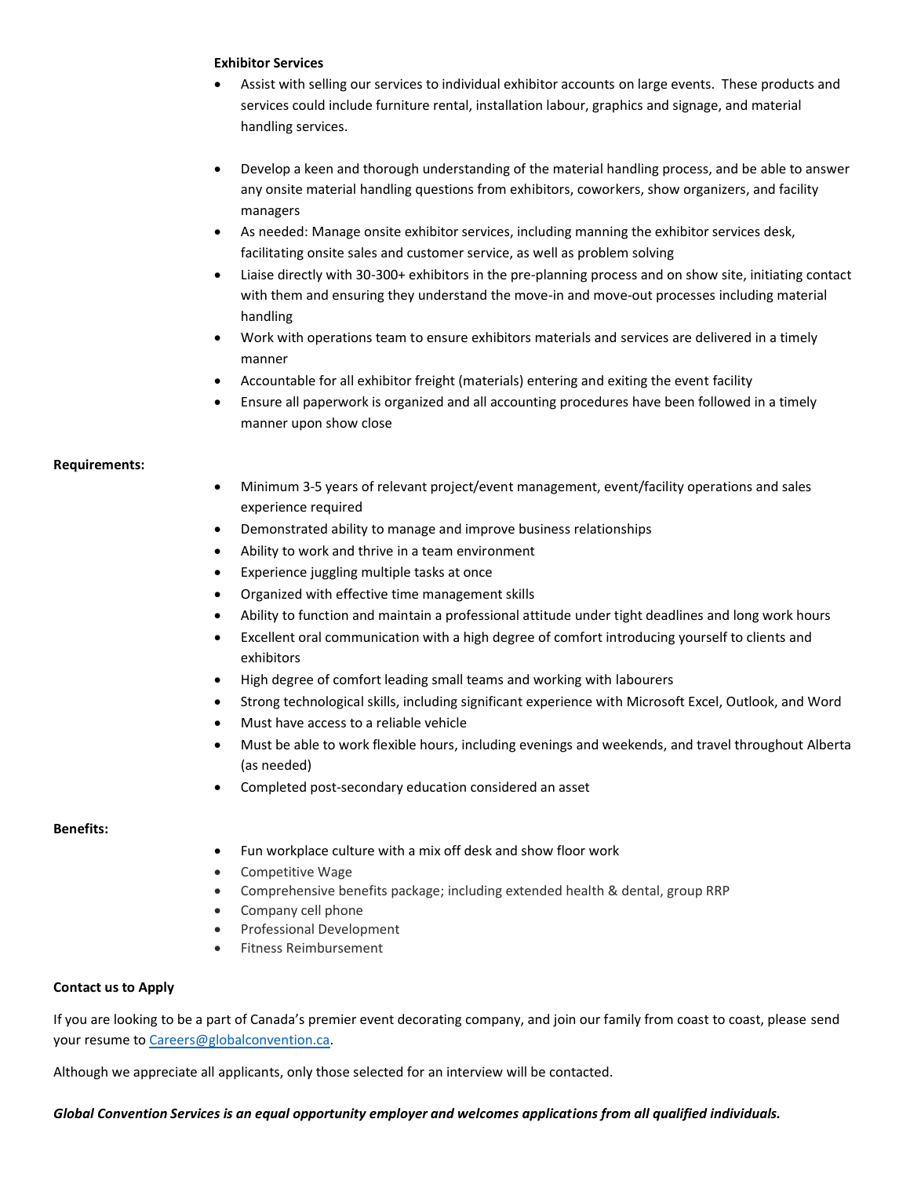**Exhibitor Services**

- Assist with selling our services to individual exhibitor accounts on large events. These products and services could include furniture rental, installation labour, graphics and signage, and material handling services.
- Develop a keen and thorough understanding of the material handling process, and be able to answer any onsite material handling questions from exhibitors, coworkers, show organizers, and facility managers
- As needed: Manage onsite exhibitor services, including manning the exhibitor services desk, facilitating onsite sales and customer service, as well as problem solving
- Liaise directly with 30-300+ exhibitors in the pre-planning process and on show site, initiating contact with them and ensuring they understand the move-in and move-out processes including material handling
- Work with operations team to ensure exhibitors materials and services are delivered in a timely manner
- Accountable for all exhibitor freight (materials) entering and exiting the event facility
- Ensure all paperwork is organized and all accounting procedures have been followed in a timely manner upon show close

**Requirements:**

- Minimum 3-5 years of relevant project/event management, event/facility operations and sales experience required
- Demonstrated ability to manage and improve business relationships
- Ability to work and thrive in a team environment
- Experience juggling multiple tasks at once
- Organized with effective time management skills
- Ability to function and maintain a professional attitude under tight deadlines and long work hours
- Excellent oral communication with a high degree of comfort introducing yourself to clients and exhibitors
- High degree of comfort leading small teams and working with labourers
- Strong technological skills, including significant experience with Microsoft Excel, Outlook, and Word
- Must have access to a reliable vehicle
- Must be able to work flexible hours, including evenings and weekends, and travel throughout Alberta (as needed)
- Completed post-secondary education considered an asset

**Benefits:**

- Fun workplace culture with a mix off desk and show floor work
- Competitive Wage
- Comprehensive benefits package; including extended health & dental, group RRP
- Company cell phone
- Professional Development
- Fitness Reimbursement

**Contact us to Apply**

If you are looking to be a part of Canada's premier event decorating company, and join our family from coast to coast, please send your resume to [Careers@globalconvention.ca](mailto:Careers@globalconvention.ca).

Although we appreciate all applicants, only those selected for an interview will be contacted.

***Global Convention Services is an equal opportunity employer and welcomes applications from all qualified individuals.***